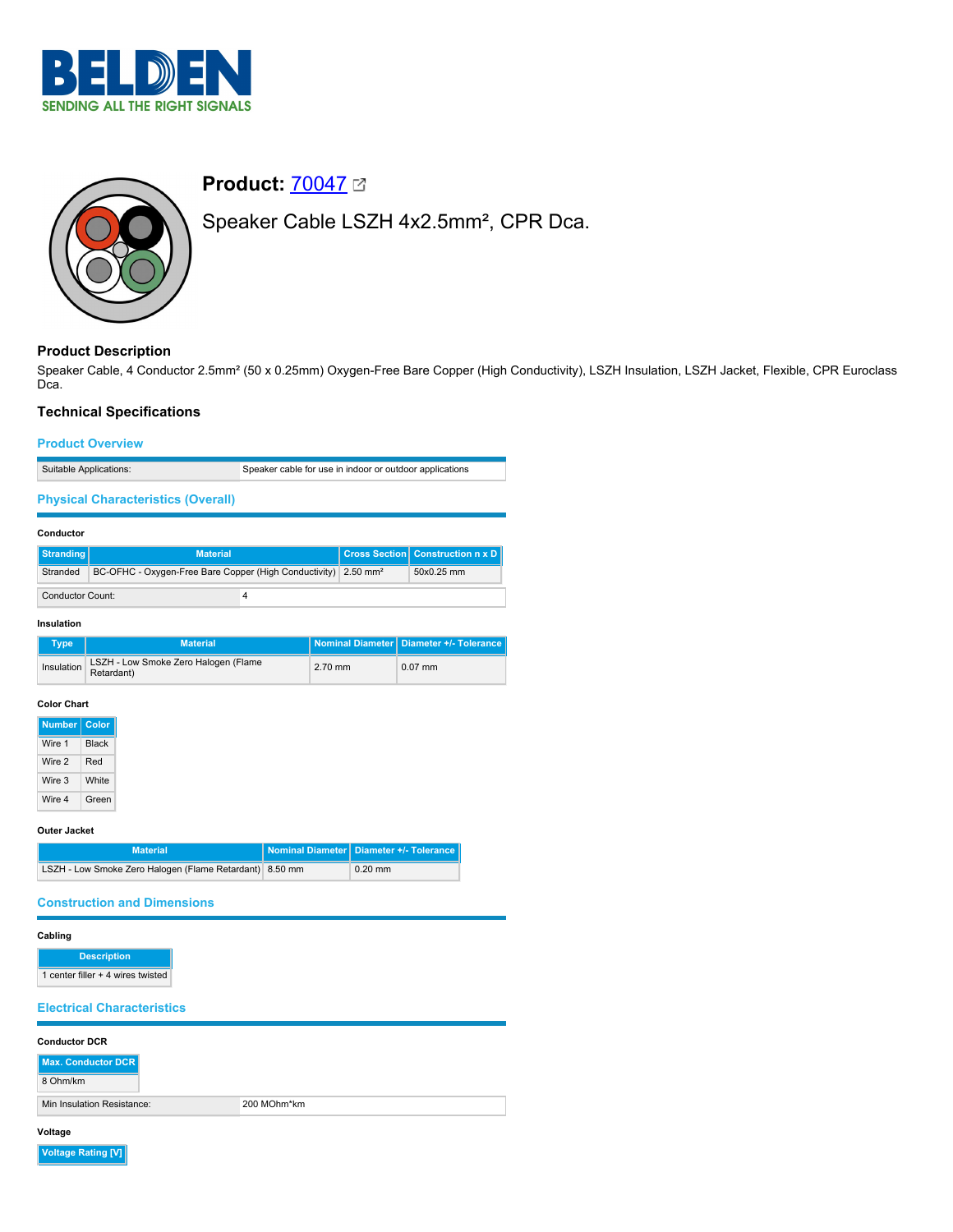# Product: 70047

Speaker Cable LSZH 4x2.5mm², CPR Dca.

## Product Description

Speaker Cable, 4 Conductor 2.5mm² (50 x 0.25mm) Oxygen-Free Bare Copper (High Conductivity), LSZH Insulation, LSZH Jacket, Flexible, CPR Euroclass Dca.

## Technical Specifications

### Product Overview

| Suitable Applications: | Speaker cable for use in indoor or outdoor applications |
|---|---|

### Physical Characteristics (Overall)

#### Conductor

| Stranding | Material | Cross Section | Construction n x D |
|---|---|---|---|
| Stranded | BC-OFHC - Oxygen-Free Bare Copper (High Conductivity) | 2.50 mm² | 50x0.25 mm |

| Conductor Count: | 4 |
|---|---|

#### Insulation

| Type | Material | Nominal Diameter | Diameter +/- Tolerance |
|---|---|---|---|
| Insulation | LSZH - Low Smoke Zero Halogen (Flame Retardant) | 2.70 mm | 0.07 mm |

#### Color Chart

| Number | Color |
|---|---|
| Wire 1 | Black |
| Wire 2 | Red |
| Wire 3 | White |
| Wire 4 | Green |

#### Outer Jacket

| Material | Nominal Diameter | Diameter +/- Tolerance |
|---|---|---|
| LSZH - Low Smoke Zero Halogen (Flame Retardant) | 8.50 mm | 0.20 mm |

### Construction and Dimensions

#### Cabling

| Description |
|---|
| 1 center filler + 4 wires twisted |

### Electrical Characteristics

#### Conductor DCR

| Max. Conductor DCR |
|---|
| 8 Ohm/km |

| Min Insulation Resistance: | 200 MOhm*km |
|---|---|

#### Voltage

| Voltage Rating [V] |
|---|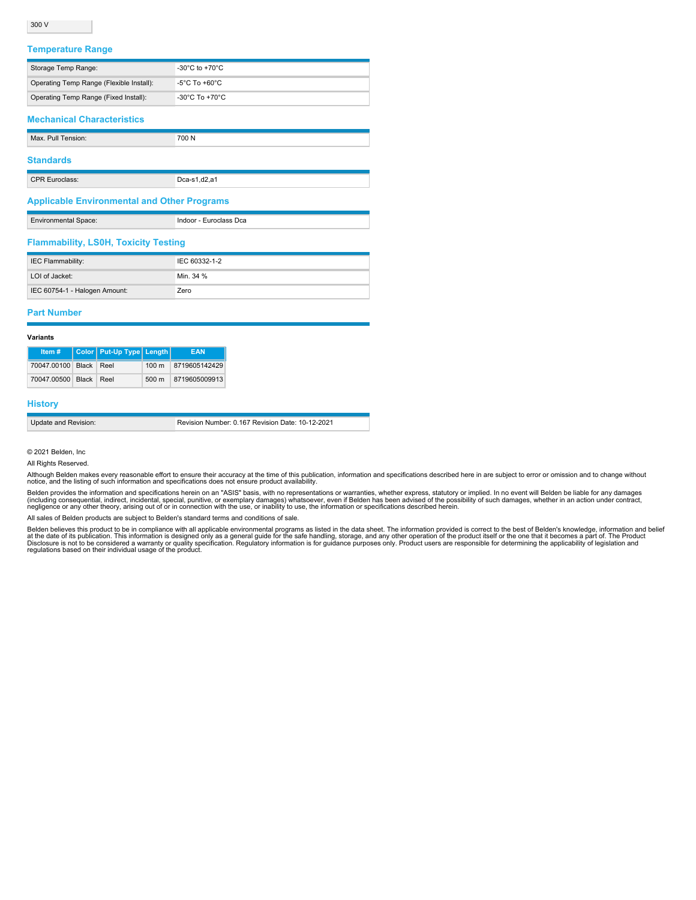| |
|---|
| 300 V |

## Temperature Range

| | |
|---|---|
| Storage Temp Range: | -30°C to +70°C |
| Operating Temp Range (Flexible Install): | -5°C To +60°C |
| Operating Temp Range (Fixed Install): | -30°C To +70°C |

## Mechanical Characteristics

| | |
|---|---|
| Max. Pull Tension: | 700 N |

## Standards

| | |
|---|---|
| CPR Euroclass: | Dca-s1,d2,a1 |

## Applicable Environmental and Other Programs

| | |
|---|---|
| Environmental Space: | Indoor - Euroclass Dca |

## Flammability, LS0H, Toxicity Testing

| | |
|---|---|
| IEC Flammability: | IEC 60332-1-2 |
| LOI of Jacket: | Min. 34 % |
| IEC 60754-1 - Halogen Amount: | Zero |

## Part Number

**Variants**

| Item # | Color | Put-Up Type | Length | EAN |
|---|---|---|---|---|
| 70047.00100 | Black | Reel | 100 m | 8719605142429 |
| 70047.00500 | Black | Reel | 500 m | 8719605009913 |

## History

| | |
|---|---|
| Update and Revision: | Revision Number: 0.167 Revision Date: 10-12-2021 |

© 2021 Belden, Inc

All Rights Reserved.

Although Belden makes every reasonable effort to ensure their accuracy at the time of this publication, information and specifications described here in are subject to error or omission and to change without notice, and the listing of such information and specifications does not ensure product availability.

Belden provides the information and specifications herein on an "ASIS" basis, with no representations or warranties, whether express, statutory or implied. In no event will Belden be liable for any damages (including consequential, indirect, incidental, special, punitive, or exemplary damages) whatsoever, even if Belden has been advised of the possibility of such damages, whether in an action under contract, negligence or any other theory, arising out of or in connection with the use, or inability to use, the information or specifications described herein.

All sales of Belden products are subject to Belden's standard terms and conditions of sale.

Belden believes this product to be in compliance with all applicable environmental programs as listed in the data sheet. The information provided is correct to the best of Belden's knowledge, information and belief at the date of its publication. This information is designed only as a general guide for the safe handling, storage, and any other operation of the product itself or the one that it becomes a part of. The Product Disclosure is not to be considered a warranty or quality specification. Regulatory information is for guidance purposes only. Product users are responsible for determining the applicability of legislation and regulations based on their individual usage of the product.